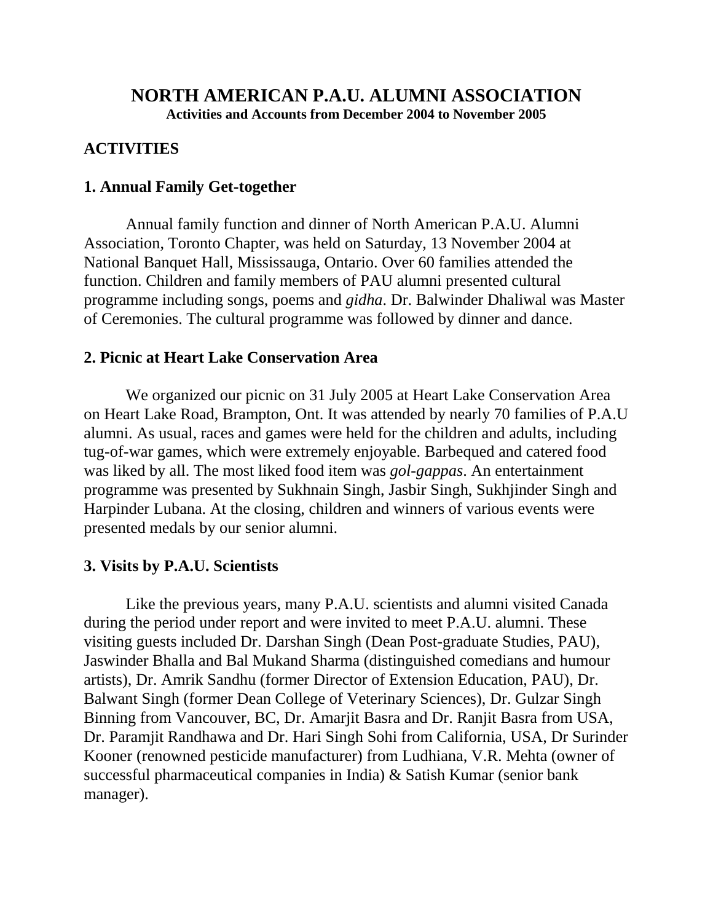# NORTH AMERICAN P.A.U. ALUMNI ASSOCIATION

**Activities and Accounts from December 2004 to November 2005**

## ACTIVITIES

### 1. Annual Family Get-together

Annual family function and dinner of North American P.A.U. Alumni Association, Toronto Chapter, was held on Saturday, 13 November 2004 at National Banquet Hall, Mississauga, Ontario. Over 60 families attended the function. Children and family members of PAU alumni presented cultural programme including songs, poems and *gidha*. Dr. Balwinder Dhaliwal was Master of Ceremonies. The cultural programme was followed by dinner and dance.

### 2. Picnic at Heart Lake Conservation Area

We organized our picnic on 31 July 2005 at Heart Lake Conservation Area on Heart Lake Road, Brampton, Ont. It was attended by nearly 70 families of P.A.U alumni. As usual, races and games were held for the children and adults, including tug-of-war games, which were extremely enjoyable. Barbequed and catered food was liked by all. The most liked food item was *gol-gappas*. An entertainment programme was presented by Sukhnain Singh, Jasbir Singh, Sukhjinder Singh and Harpinder Lubana. At the closing, children and winners of various events were presented medals by our senior alumni.

### 3. Visits by P.A.U. Scientists

Like the previous years, many P.A.U. scientists and alumni visited Canada during the period under report and were invited to meet P.A.U. alumni. These visiting guests included Dr. Darshan Singh (Dean Post-graduate Studies, PAU), Jaswinder Bhalla and Bal Mukand Sharma (distinguished comedians and humour artists), Dr. Amrik Sandhu (former Director of Extension Education, PAU), Dr. Balwant Singh (former Dean College of Veterinary Sciences), Dr. Gulzar Singh Binning from Vancouver, BC, Dr. Amarjit Basra and Dr. Ranjit Basra from USA, Dr. Paramjit Randhawa and Dr. Hari Singh Sohi from California, USA, Dr Surinder Kooner (renowned pesticide manufacturer) from Ludhiana, V.R. Mehta (owner of successful pharmaceutical companies in India) & Satish Kumar (senior bank manager).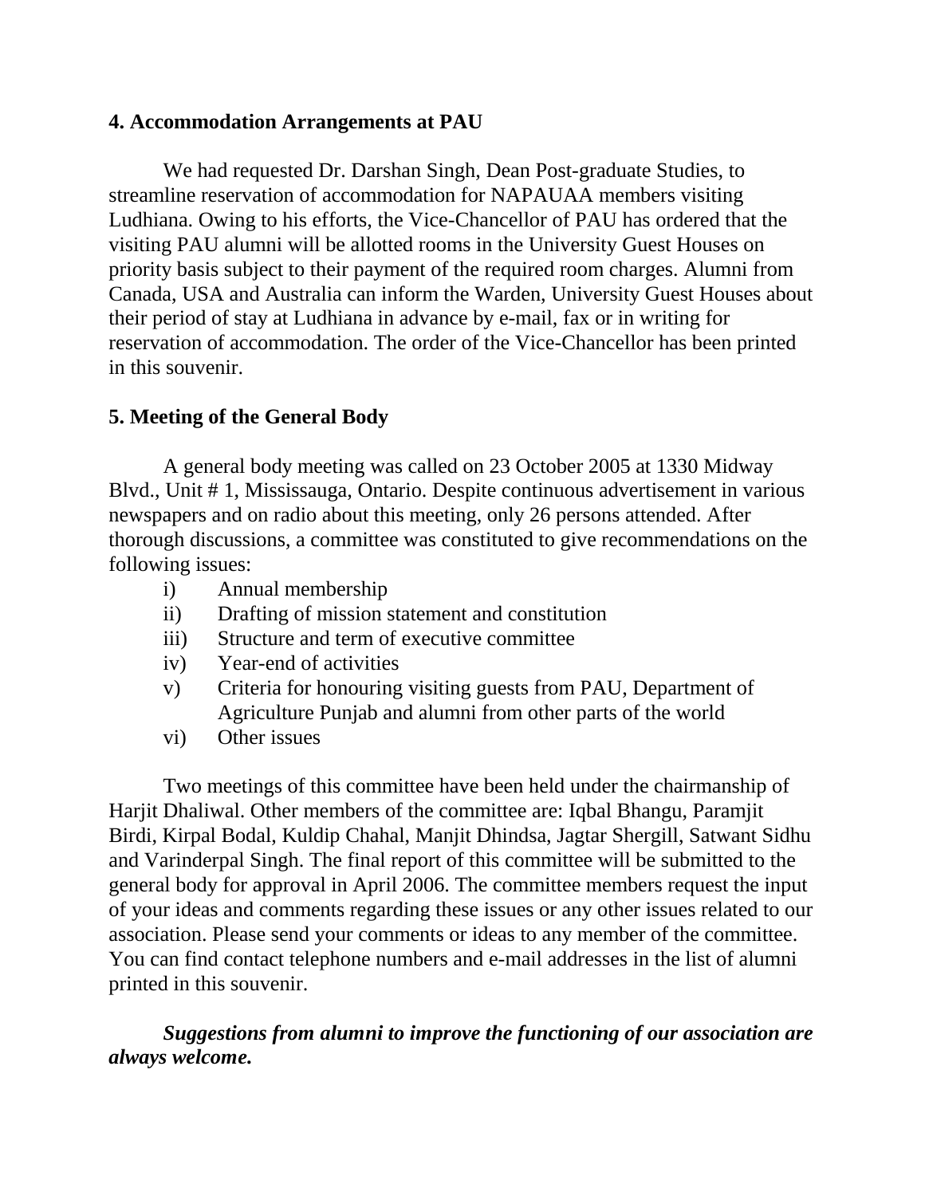## 4. Accommodation Arrangements at PAU

We had requested Dr. Darshan Singh, Dean Post-graduate Studies, to streamline reservation of accommodation for NAPAUAA members visiting Ludhiana. Owing to his efforts, the Vice-Chancellor of PAU has ordered that the visiting PAU alumni will be allotted rooms in the University Guest Houses on priority basis subject to their payment of the required room charges. Alumni from Canada, USA and Australia can inform the Warden, University Guest Houses about their period of stay at Ludhiana in advance by e-mail, fax or in writing for reservation of accommodation. The order of the Vice-Chancellor has been printed in this souvenir.

## 5. Meeting of the General Body

A general body meeting was called on 23 October 2005 at 1330 Midway Blvd., Unit # 1, Mississauga, Ontario. Despite continuous advertisement in various newspapers and on radio about this meeting, only 26 persons attended. After thorough discussions, a committee was constituted to give recommendations on the following issues:

i) Annual membership
ii) Drafting of mission statement and constitution
iii) Structure and term of executive committee
iv) Year-end of activities
v) Criteria for honouring visiting guests from PAU, Department of Agriculture Punjab and alumni from other parts of the world
vi) Other issues

Two meetings of this committee have been held under the chairmanship of Harjit Dhaliwal. Other members of the committee are: Iqbal Bhangu, Paramjit Birdi, Kirpal Bodal, Kuldip Chahal, Manjit Dhindsa, Jagtar Shergill, Satwant Sidhu and Varinderpal Singh. The final report of this committee will be submitted to the general body for approval in April 2006. The committee members request the input of your ideas and comments regarding these issues or any other issues related to our association. Please send your comments or ideas to any member of the committee. You can find contact telephone numbers and e-mail addresses in the list of alumni printed in this souvenir.

***Suggestions from alumni to improve the functioning of our association are always welcome.***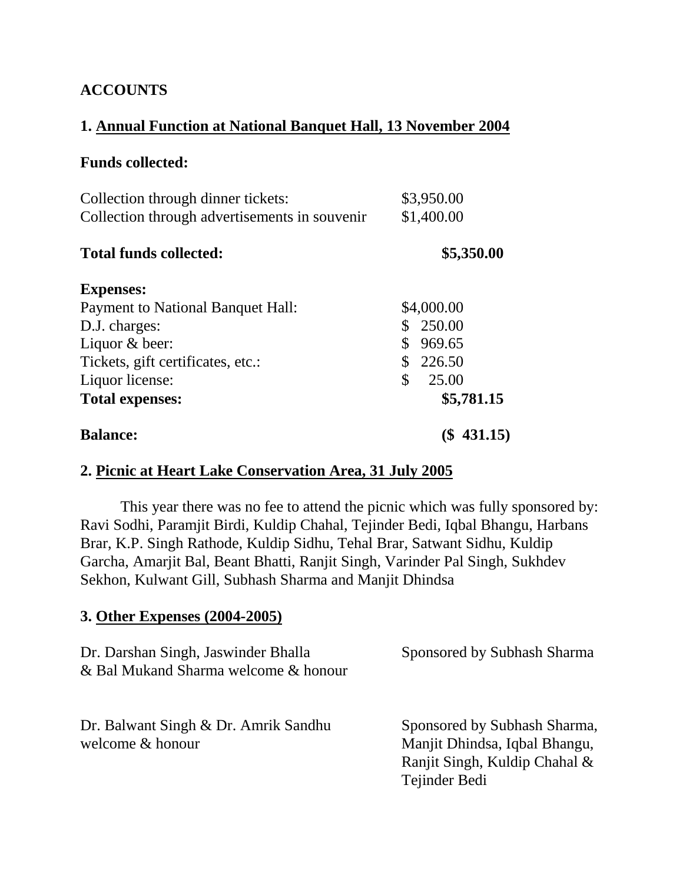**ACCOUNTS**

**1. <u>Annual Function at National Banquet Hall, 13 November 2004</u>**

**Funds collected:**

| | |
|---|---|
| Collection through dinner tickets: | $3,950.00 |
| Collection through advertisements in souvenir | $1,400.00 |
| **Total funds collected:** | **$5,350.00** |

**Expenses:**

| | |
|---|---|
| Payment to National Banquet Hall: | $4,000.00 |
| D.J. charges: | $ 250.00 |
| Liquor & beer: | $ 969.65 |
| Tickets, gift certificates, etc.: | $ 226.50 |
| Liquor license: | $ 25.00 |
| **Total expenses:** | **$5,781.15** |
| **Balance:** | **($ 431.15)** |

**2. <u>Picnic at Heart Lake Conservation Area, 31 July 2005</u>**

This year there was no fee to attend the picnic which was fully sponsored by: Ravi Sodhi, Paramjit Birdi, Kuldip Chahal, Tejinder Bedi, Iqbal Bhangu, Harbans Brar, K.P. Singh Rathode, Kuldip Sidhu, Tehal Brar, Satwant Sidhu, Kuldip Garcha, Amarjit Bal, Beant Bhatti, Ranjit Singh, Varinder Pal Singh, Sukhdev Sekhon, Kulwant Gill, Subhash Sharma and Manjit Dhindsa

**3. <u>Other Expenses (2004-2005)</u>**

| | |
|---|---|
| Dr. Darshan Singh, Jaswinder Bhalla & Bal Mukand Sharma welcome & honour | Sponsored by Subhash Sharma |
| Dr. Balwant Singh & Dr. Amrik Sandhu welcome & honour | Sponsored by Subhash Sharma, Manjit Dhindsa, Iqbal Bhangu, Ranjit Singh, Kuldip Chahal & Tejinder Bedi |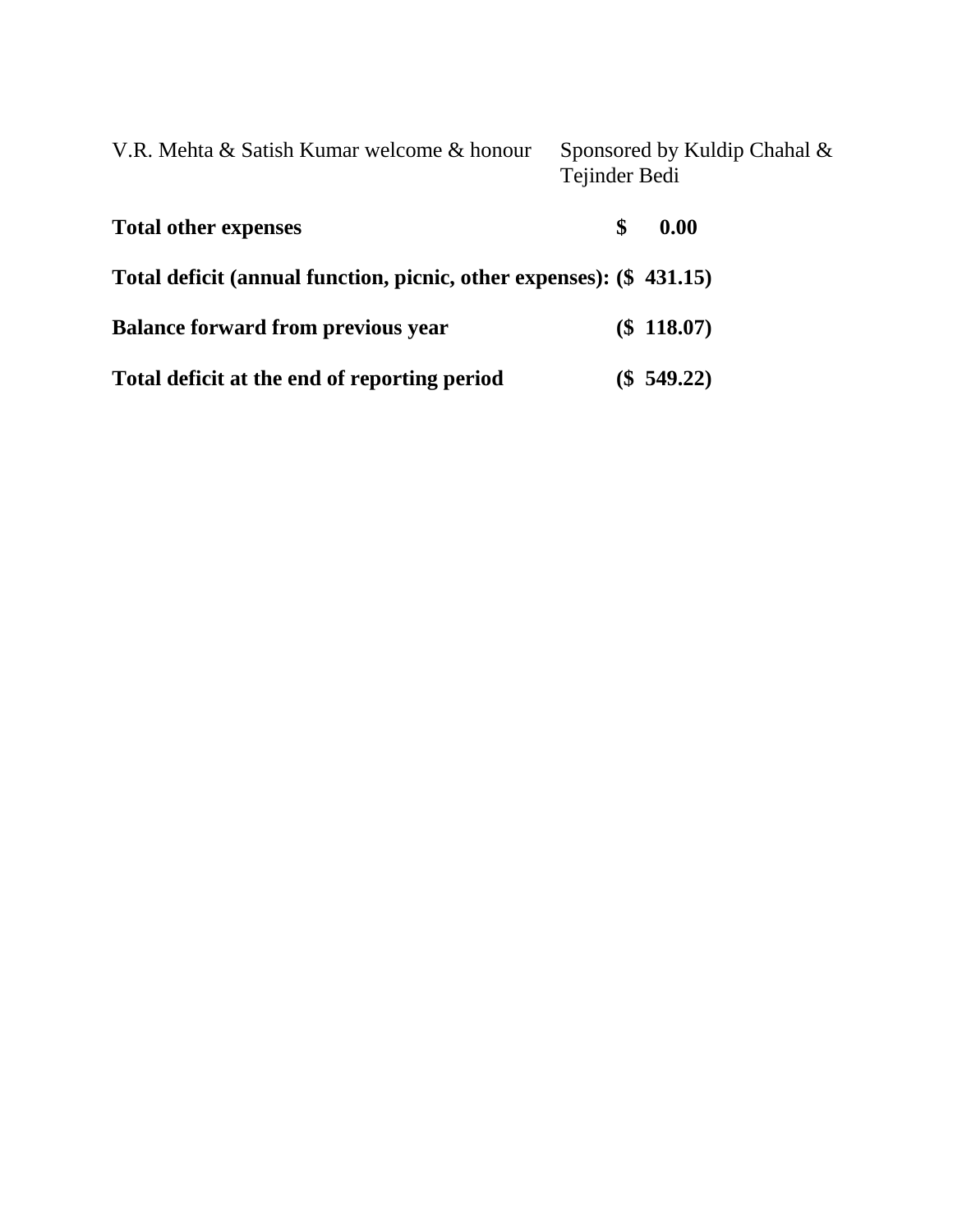| | |
|---|---|
| V.R. Mehta & Satish Kumar welcome & honour | Sponsored by Kuldip Chahal & Tejinder Bedi |
| **Total other expenses** | **$ 0.00** |
| **Total deficit (annual function, picnic, other expenses):** | **($ 431.15)** |
| **Balance forward from previous year** | **($ 118.07)** |
| **Total deficit at the end of reporting period** | **($ 549.22)** |